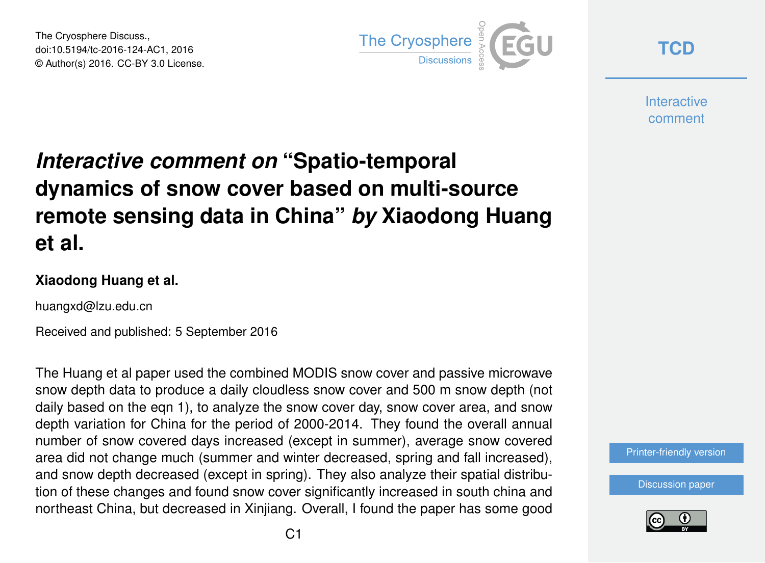# *Interactive comment on* "Spatio-temporal dynamics of snow cover based on multi-source remote sensing data in China" *by* Xiaodong Huang et al.

**Xiaodong Huang et al.**

huangxd@lzu.edu.cn

Received and published: 5 September 2016

The Huang et al paper used the combined MODIS snow cover and passive microwave snow depth data to produce a daily cloudless snow cover and 500 m snow depth (not daily based on the eqn 1), to analyze the snow cover day, snow cover area, and snow depth variation for China for the period of 2000-2014. They found the overall annual number of snow covered days increased (except in summer), average snow covered area did not change much (summer and winter decreased, spring and fall increased), and snow depth decreased (except in spring). They also analyze their spatial distribution of these changes and found snow cover significantly increased in south china and northeast China, but decreased in Xinjiang. Overall, I found the paper has some good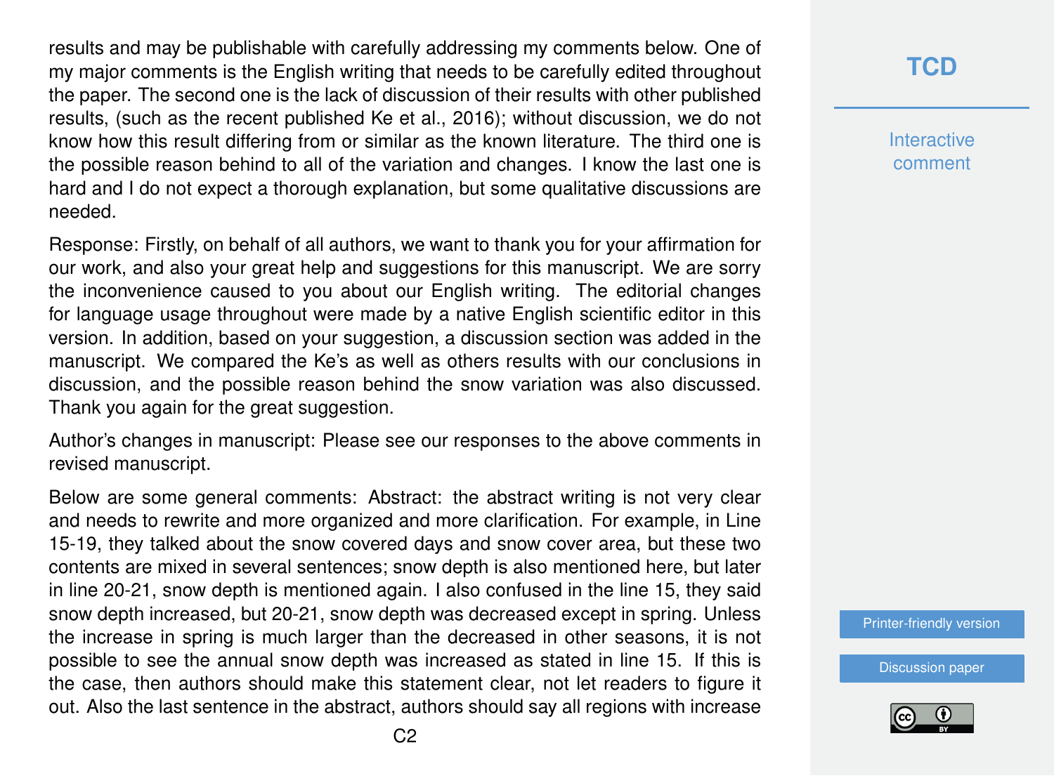results and may be publishable with carefully addressing my comments below. One of my major comments is the English writing that needs to be carefully edited throughout the paper. The second one is the lack of discussion of their results with other published results, (such as the recent published Ke et al., 2016); without discussion, we do not know how this result differing from or similar as the known literature. The third one is the possible reason behind to all of the variation and changes. I know the last one is hard and I do not expect a thorough explanation, but some qualitative discussions are needed.

Response: Firstly, on behalf of all authors, we want to thank you for your affirmation for our work, and also your great help and suggestions for this manuscript. We are sorry the inconvenience caused to you about our English writing. The editorial changes for language usage throughout were made by a native English scientific editor in this version. In addition, based on your suggestion, a discussion section was added in the manuscript. We compared the Ke's as well as others results with our conclusions in discussion, and the possible reason behind the snow variation was also discussed. Thank you again for the great suggestion.

Author's changes in manuscript: Please see our responses to the above comments in revised manuscript.

Below are some general comments: Abstract: the abstract writing is not very clear and needs to rewrite and more organized and more clarification. For example, in Line 15-19, they talked about the snow covered days and snow cover area, but these two contents are mixed in several sentences; snow depth is also mentioned here, but later in line 20-21, snow depth is mentioned again. I also confused in the line 15, they said snow depth increased, but 20-21, snow depth was decreased except in spring. Unless the increase in spring is much larger than the decreased in other seasons, it is not possible to see the annual snow depth was increased as stated in line 15. If this is the case, then authors should make this statement clear, not let readers to figure it out. Also the last sentence in the abstract, authors should say all regions with increase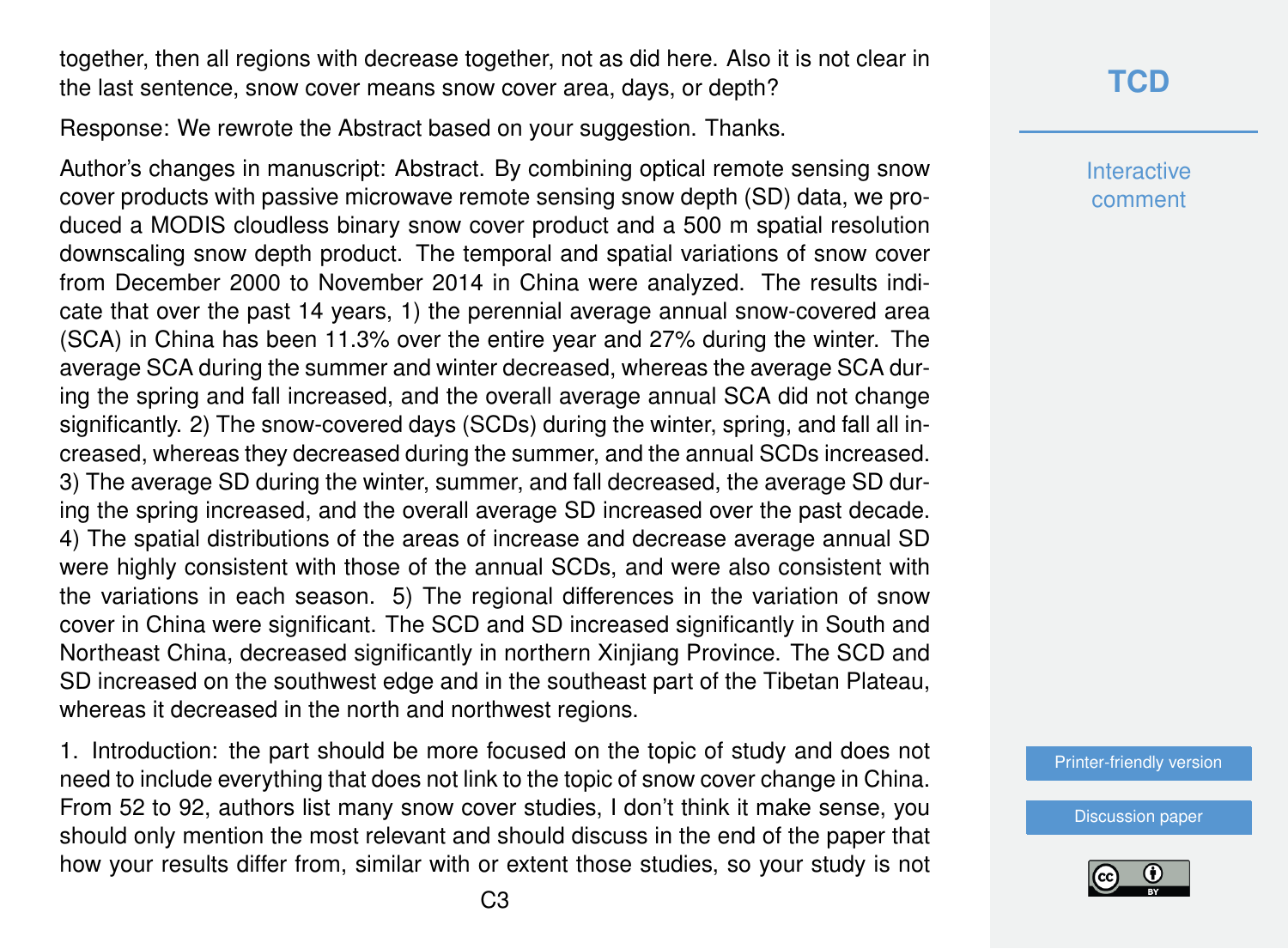together, then all regions with decrease together, not as did here. Also it is not clear in the last sentence, snow cover means snow cover area, days, or depth?

Response: We rewrote the Abstract based on your suggestion. Thanks.

Author's changes in manuscript: Abstract. By combining optical remote sensing snow cover products with passive microwave remote sensing snow depth (SD) data, we produced a MODIS cloudless binary snow cover product and a 500 m spatial resolution downscaling snow depth product. The temporal and spatial variations of snow cover from December 2000 to November 2014 in China were analyzed. The results indicate that over the past 14 years, 1) the perennial average annual snow-covered area (SCA) in China has been 11.3% over the entire year and 27% during the winter. The average SCA during the summer and winter decreased, whereas the average SCA during the spring and fall increased, and the overall average annual SCA did not change significantly. 2) The snow-covered days (SCDs) during the winter, spring, and fall all increased, whereas they decreased during the summer, and the annual SCDs increased. 3) The average SD during the winter, summer, and fall decreased, the average SD during the spring increased, and the overall average SD increased over the past decade. 4) The spatial distributions of the areas of increase and decrease average annual SD were highly consistent with those of the annual SCDs, and were also consistent with the variations in each season. 5) The regional differences in the variation of snow cover in China were significant. The SCD and SD increased significantly in South and Northeast China, decreased significantly in northern Xinjiang Province. The SCD and SD increased on the southwest edge and in the southeast part of the Tibetan Plateau, whereas it decreased in the north and northwest regions.

1. Introduction: the part should be more focused on the topic of study and does not need to include everything that does not link to the topic of snow cover change in China. From 52 to 92, authors list many snow cover studies, I don't think it make sense, you should only mention the most relevant and should discuss in the end of the paper that how your results differ from, similar with or extent those studies, so your study is not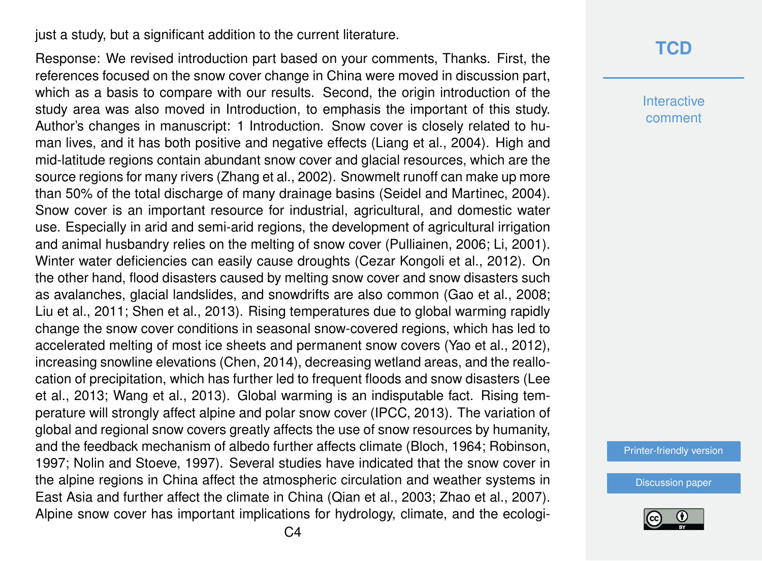just a study, but a significant addition to the current literature.

Response: We revised introduction part based on your comments, Thanks. First, the references focused on the snow cover change in China were moved in discussion part, which as a basis to compare with our results. Second, the origin introduction of the study area was also moved in Introduction, to emphasis the important of this study. Author's changes in manuscript: 1 Introduction. Snow cover is closely related to human lives, and it has both positive and negative effects (Liang et al., 2004). High and mid-latitude regions contain abundant snow cover and glacial resources, which are the source regions for many rivers (Zhang et al., 2002). Snowmelt runoff can make up more than 50% of the total discharge of many drainage basins (Seidel and Martinec, 2004). Snow cover is an important resource for industrial, agricultural, and domestic water use. Especially in arid and semi-arid regions, the development of agricultural irrigation and animal husbandry relies on the melting of snow cover (Pulliainen, 2006; Li, 2001). Winter water deficiencies can easily cause droughts (Cezar Kongoli et al., 2012). On the other hand, flood disasters caused by melting snow cover and snow disasters such as avalanches, glacial landslides, and snowdrifts are also common (Gao et al., 2008; Liu et al., 2011; Shen et al., 2013). Rising temperatures due to global warming rapidly change the snow cover conditions in seasonal snow-covered regions, which has led to accelerated melting of most ice sheets and permanent snow covers (Yao et al., 2012), increasing snowline elevations (Chen, 2014), decreasing wetland areas, and the reallocation of precipitation, which has further led to frequent floods and snow disasters (Lee et al., 2013; Wang et al., 2013). Global warming is an indisputable fact. Rising temperature will strongly affect alpine and polar snow cover (IPCC, 2013). The variation of global and regional snow covers greatly affects the use of snow resources by humanity, and the feedback mechanism of albedo further affects climate (Bloch, 1964; Robinson, 1997; Nolin and Stoeve, 1997). Several studies have indicated that the snow cover in the alpine regions in China affect the atmospheric circulation and weather systems in East Asia and further affect the climate in China (Qian et al., 2003; Zhao et al., 2007). Alpine snow cover has important implications for hydrology, climate, and the ecologi-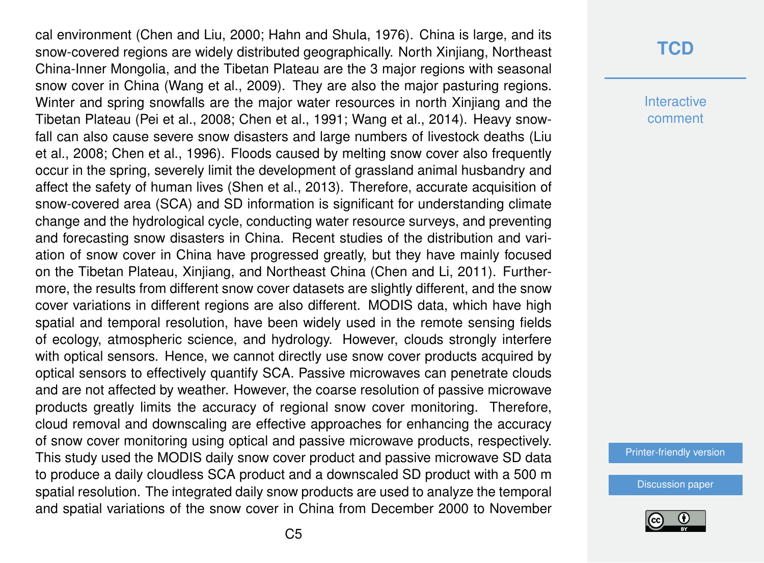cal environment (Chen and Liu, 2000; Hahn and Shula, 1976). China is large, and its snow-covered regions are widely distributed geographically. North Xinjiang, Northeast China-Inner Mongolia, and the Tibetan Plateau are the 3 major regions with seasonal snow cover in China (Wang et al., 2009). They are also the major pasturing regions. Winter and spring snowfalls are the major water resources in north Xinjiang and the Tibetan Plateau (Pei et al., 2008; Chen et al., 1991; Wang et al., 2014). Heavy snowfall can also cause severe snow disasters and large numbers of livestock deaths (Liu et al., 2008; Chen et al., 1996). Floods caused by melting snow cover also frequently occur in the spring, severely limit the development of grassland animal husbandry and affect the safety of human lives (Shen et al., 2013). Therefore, accurate acquisition of snow-covered area (SCA) and SD information is significant for understanding climate change and the hydrological cycle, conducting water resource surveys, and preventing and forecasting snow disasters in China. Recent studies of the distribution and variation of snow cover in China have progressed greatly, but they have mainly focused on the Tibetan Plateau, Xinjiang, and Northeast China (Chen and Li, 2011). Furthermore, the results from different snow cover datasets are slightly different, and the snow cover variations in different regions are also different. MODIS data, which have high spatial and temporal resolution, have been widely used in the remote sensing fields of ecology, atmospheric science, and hydrology. However, clouds strongly interfere with optical sensors. Hence, we cannot directly use snow cover products acquired by optical sensors to effectively quantify SCA. Passive microwaves can penetrate clouds and are not affected by weather. However, the coarse resolution of passive microwave products greatly limits the accuracy of regional snow cover monitoring. Therefore, cloud removal and downscaling are effective approaches for enhancing the accuracy of snow cover monitoring using optical and passive microwave products, respectively. This study used the MODIS daily snow cover product and passive microwave SD data to produce a daily cloudless SCA product and a downscaled SD product with a 500 m spatial resolution. The integrated daily snow products are used to analyze the temporal and spatial variations of the snow cover in China from December 2000 to November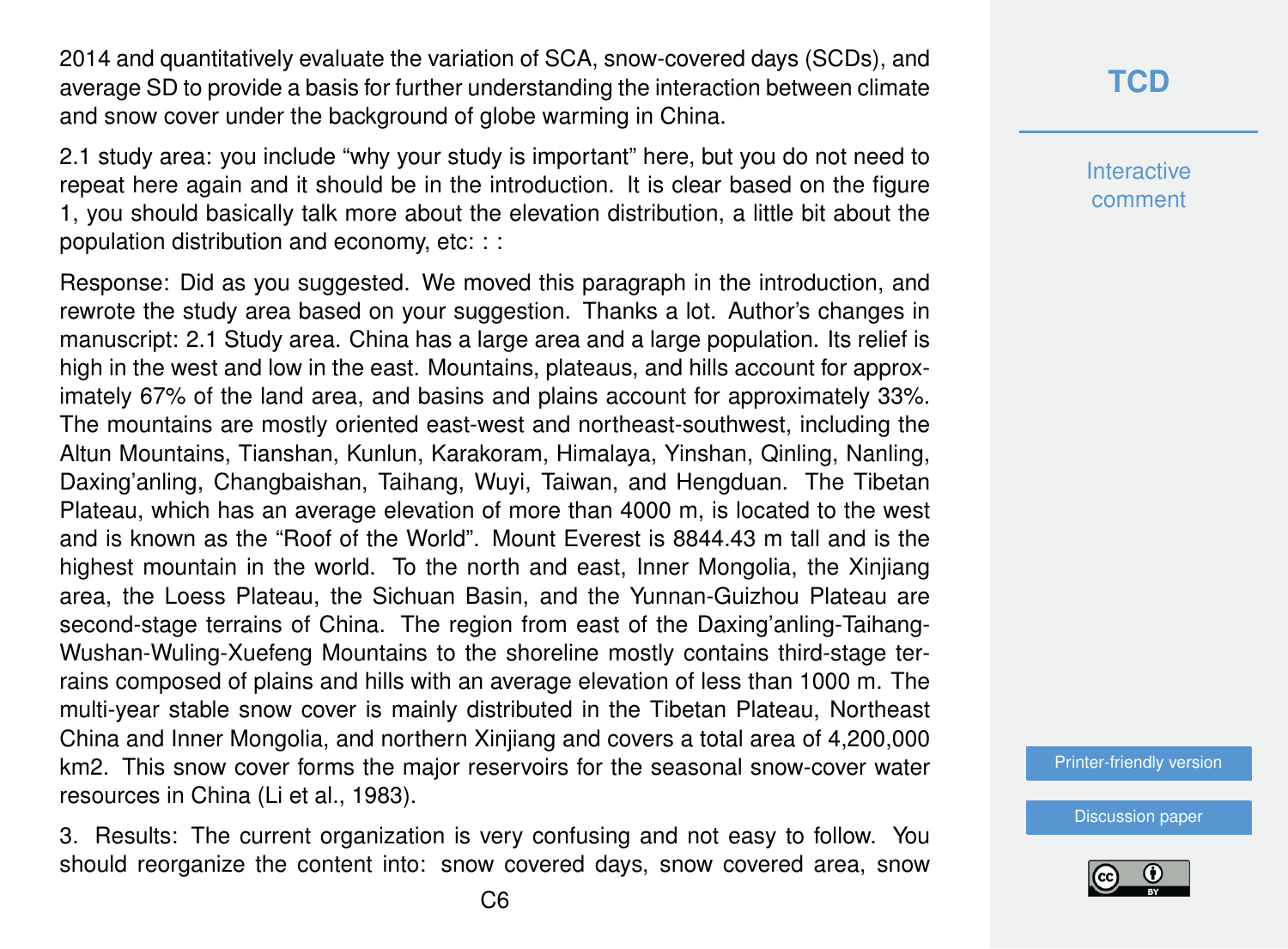2014 and quantitatively evaluate the variation of SCA, snow-covered days (SCDs), and average SD to provide a basis for further understanding the interaction between climate and snow cover under the background of globe warming in China.

2.1 study area: you include "why your study is important" here, but you do not need to repeat here again and it should be in the introduction. It is clear based on the figure 1, you should basically talk more about the elevation distribution, a little bit about the population distribution and economy, etc: : :

Response: Did as you suggested. We moved this paragraph in the introduction, and rewrote the study area based on your suggestion. Thanks a lot. Author's changes in manuscript: 2.1 Study area. China has a large area and a large population. Its relief is high in the west and low in the east. Mountains, plateaus, and hills account for approximately 67% of the land area, and basins and plains account for approximately 33%. The mountains are mostly oriented east-west and northeast-southwest, including the Altun Mountains, Tianshan, Kunlun, Karakoram, Himalaya, Yinshan, Qinling, Nanling, Daxing'anling, Changbaishan, Taihang, Wuyi, Taiwan, and Hengduan. The Tibetan Plateau, which has an average elevation of more than 4000 m, is located to the west and is known as the "Roof of the World". Mount Everest is 8844.43 m tall and is the highest mountain in the world. To the north and east, Inner Mongolia, the Xinjiang area, the Loess Plateau, the Sichuan Basin, and the Yunnan-Guizhou Plateau are second-stage terrains of China. The region from east of the Daxing'anling-Taihang-Wushan-Wuling-Xuefeng Mountains to the shoreline mostly contains third-stage terrains composed of plains and hills with an average elevation of less than 1000 m. The multi-year stable snow cover is mainly distributed in the Tibetan Plateau, Northeast China and Inner Mongolia, and northern Xinjiang and covers a total area of 4,200,000 km2. This snow cover forms the major reservoirs for the seasonal snow-cover water resources in China (Li et al., 1983).

3. Results: The current organization is very confusing and not easy to follow. You should reorganize the content into: snow covered days, snow covered area, snow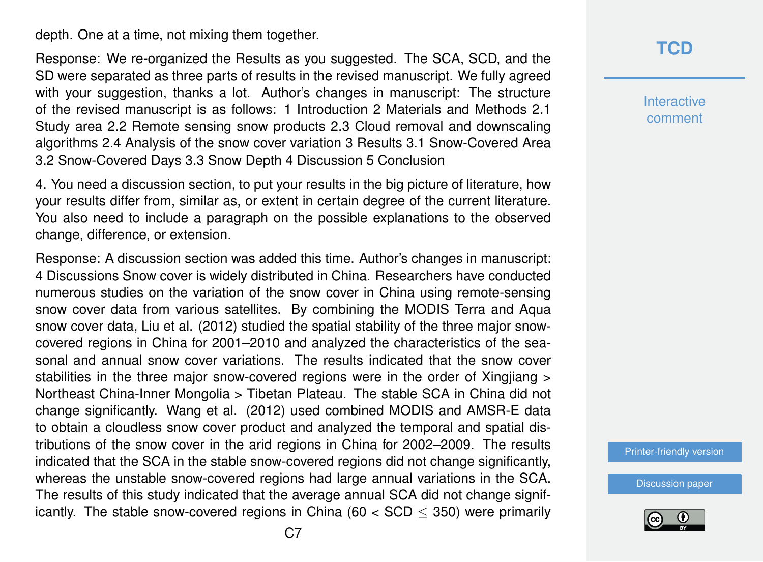depth. One at a time, not mixing them together.

Response: We re-organized the Results as you suggested. The SCA, SCD, and the SD were separated as three parts of results in the revised manuscript. We fully agreed with your suggestion, thanks a lot. Author's changes in manuscript: The structure of the revised manuscript is as follows: 1 Introduction 2 Materials and Methods 2.1 Study area 2.2 Remote sensing snow products 2.3 Cloud removal and downscaling algorithms 2.4 Analysis of the snow cover variation 3 Results 3.1 Snow-Covered Area 3.2 Snow-Covered Days 3.3 Snow Depth 4 Discussion 5 Conclusion

4. You need a discussion section, to put your results in the big picture of literature, how your results differ from, similar as, or extent in certain degree of the current literature. You also need to include a paragraph on the possible explanations to the observed change, difference, or extension.

Response: A discussion section was added this time. Author's changes in manuscript: 4 Discussions Snow cover is widely distributed in China. Researchers have conducted numerous studies on the variation of the snow cover in China using remote-sensing snow cover data from various satellites. By combining the MODIS Terra and Aqua snow cover data, Liu et al. (2012) studied the spatial stability of the three major snow-covered regions in China for 2001–2010 and analyzed the characteristics of the seasonal and annual snow cover variations. The results indicated that the snow cover stabilities in the three major snow-covered regions were in the order of Xingjiang > Northeast China-Inner Mongolia > Tibetan Plateau. The stable SCA in China did not change significantly. Wang et al. (2012) used combined MODIS and AMSR-E data to obtain a cloudless snow cover product and analyzed the temporal and spatial distributions of the snow cover in the arid regions in China for 2002–2009. The results indicated that the SCA in the stable snow-covered regions did not change significantly, whereas the unstable snow-covered regions had large annual variations in the SCA. The results of this study indicated that the average annual SCA did not change significantly. The stable snow-covered regions in China ($60 < SCD \leq 350$) were primarily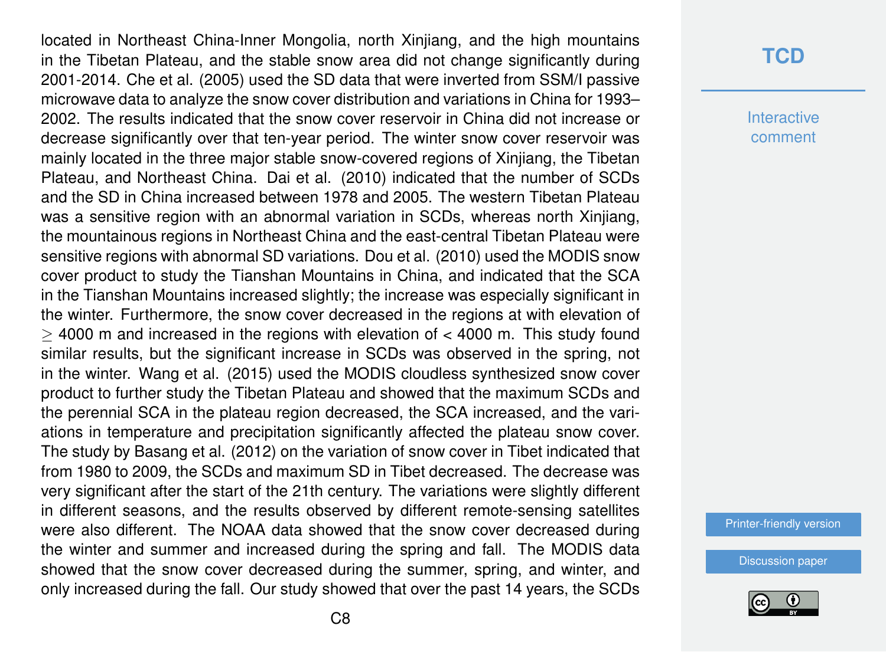located in Northeast China-Inner Mongolia, north Xinjiang, and the high mountains in the Tibetan Plateau, and the stable snow area did not change significantly during 2001-2014. Che et al. (2005) used the SD data that were inverted from SSM/I passive microwave data to analyze the snow cover distribution and variations in China for 1993–2002. The results indicated that the snow cover reservoir in China did not increase or decrease significantly over that ten-year period. The winter snow cover reservoir was mainly located in the three major stable snow-covered regions of Xinjiang, the Tibetan Plateau, and Northeast China. Dai et al. (2010) indicated that the number of SCDs and the SD in China increased between 1978 and 2005. The western Tibetan Plateau was a sensitive region with an abnormal variation in SCDs, whereas north Xinjiang, the mountainous regions in Northeast China and the east-central Tibetan Plateau were sensitive regions with abnormal SD variations. Dou et al. (2010) used the MODIS snow cover product to study the Tianshan Mountains in China, and indicated that the SCA in the Tianshan Mountains increased slightly; the increase was especially significant in the winter. Furthermore, the snow cover decreased in the regions at with elevation of $\geq$ 4000 m and increased in the regions with elevation of < 4000 m. This study found similar results, but the significant increase in SCDs was observed in the spring, not in the winter. Wang et al. (2015) used the MODIS cloudless synthesized snow cover product to further study the Tibetan Plateau and showed that the maximum SCDs and the perennial SCA in the plateau region decreased, the SCA increased, and the variations in temperature and precipitation significantly affected the plateau snow cover. The study by Basang et al. (2012) on the variation of snow cover in Tibet indicated that from 1980 to 2009, the SCDs and maximum SD in Tibet decreased. The decrease was very significant after the start of the 21th century. The variations were slightly different in different seasons, and the results observed by different remote-sensing satellites were also different. The NOAA data showed that the snow cover decreased during the winter and summer and increased during the spring and fall. The MODIS data showed that the snow cover decreased during the summer, spring, and winter, and only increased during the fall. Our study showed that over the past 14 years, the SCDs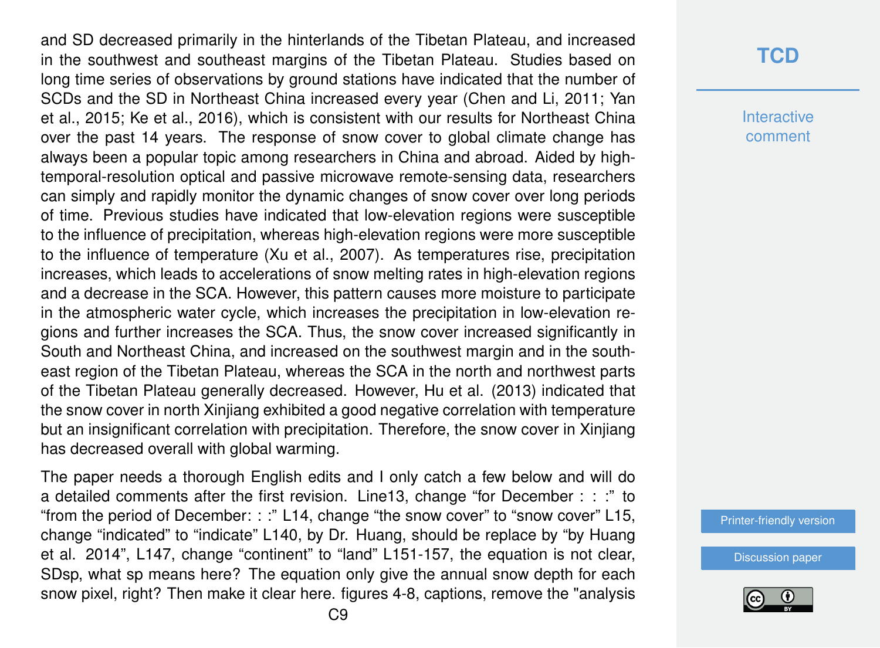and SD decreased primarily in the hinterlands of the Tibetan Plateau, and increased in the southwest and southeast margins of the Tibetan Plateau. Studies based on long time series of observations by ground stations have indicated that the number of SCDs and the SD in Northeast China increased every year (Chen and Li, 2011; Yan et al., 2015; Ke et al., 2016), which is consistent with our results for Northeast China over the past 14 years. The response of snow cover to global climate change has always been a popular topic among researchers in China and abroad. Aided by high-temporal-resolution optical and passive microwave remote-sensing data, researchers can simply and rapidly monitor the dynamic changes of snow cover over long periods of time. Previous studies have indicated that low-elevation regions were susceptible to the influence of precipitation, whereas high-elevation regions were more susceptible to the influence of temperature (Xu et al., 2007). As temperatures rise, precipitation increases, which leads to accelerations of snow melting rates in high-elevation regions and a decrease in the SCA. However, this pattern causes more moisture to participate in the atmospheric water cycle, which increases the precipitation in low-elevation regions and further increases the SCA. Thus, the snow cover increased significantly in South and Northeast China, and increased on the southwest margin and in the southeast region of the Tibetan Plateau, whereas the SCA in the north and northwest parts of the Tibetan Plateau generally decreased. However, Hu et al. (2013) indicated that the snow cover in north Xinjiang exhibited a good negative correlation with temperature but an insignificant correlation with precipitation. Therefore, the snow cover in Xinjiang has decreased overall with global warming.

The paper needs a thorough English edits and I only catch a few below and will do a detailed comments after the first revision. Line13, change "for December : : :" to "from the period of December: : :" L14, change "the snow cover" to "snow cover" L15, change "indicated" to "indicate" L140, by Dr. Huang, should be replace by "by Huang et al. 2014", L147, change "continent" to "land" L151-157, the equation is not clear, SDsp, what sp means here? The equation only give the annual snow depth for each snow pixel, right? Then make it clear here. figures 4-8, captions, remove the "analysis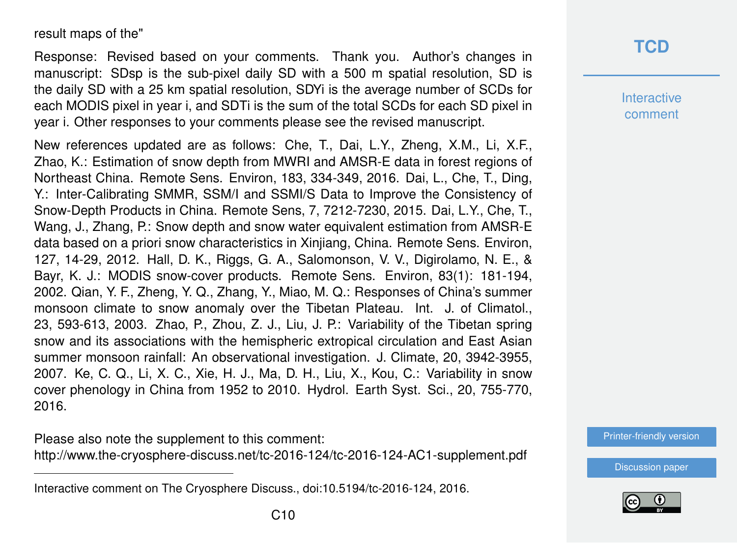result maps of the"

Response: Revised based on your comments. Thank you. Author's changes in manuscript: SDsp is the sub-pixel daily SD with a 500 m spatial resolution, SD is the daily SD with a 25 km spatial resolution, SDYi is the average number of SCDs for each MODIS pixel in year i, and SDTi is the sum of the total SCDs for each SD pixel in year i. Other responses to your comments please see the revised manuscript.

New references updated are as follows: Che, T., Dai, L.Y., Zheng, X.M., Li, X.F., Zhao, K.: Estimation of snow depth from MWRI and AMSR-E data in forest regions of Northeast China. Remote Sens. Environ, 183, 334-349, 2016. Dai, L., Che, T., Ding, Y.: Inter-Calibrating SMMR, SSM/I and SSMI/S Data to Improve the Consistency of Snow-Depth Products in China. Remote Sens, 7, 7212-7230, 2015. Dai, L.Y., Che, T., Wang, J., Zhang, P.: Snow depth and snow water equivalent estimation from AMSR-E data based on a priori snow characteristics in Xinjiang, China. Remote Sens. Environ, 127, 14-29, 2012. Hall, D. K., Riggs, G. A., Salomonson, V. V., Digirolamo, N. E., & Bayr, K. J.: MODIS snow-cover products. Remote Sens. Environ, 83(1): 181-194, 2002. Qian, Y. F., Zheng, Y. Q., Zhang, Y., Miao, M. Q.: Responses of China's summer monsoon climate to snow anomaly over the Tibetan Plateau. Int. J. of Climatol., 23, 593-613, 2003. Zhao, P., Zhou, Z. J., Liu, J. P.: Variability of the Tibetan spring snow and its associations with the hemispheric extropical circulation and East Asian summer monsoon rainfall: An observational investigation. J. Climate, 20, 3942-3955, 2007. Ke, C. Q., Li, X. C., Xie, H. J., Ma, D. H., Liu, X., Kou, C.: Variability in snow cover phenology in China from 1952 to 2010. Hydrol. Earth Syst. Sci., 20, 755-770, 2016.

Please also note the supplement to this comment:
http://www.the-cryosphere-discuss.net/tc-2016-124/tc-2016-124-AC1-supplement.pdf

---

Interactive comment on The Cryosphere Discuss., doi:10.5194/tc-2016-124, 2016.